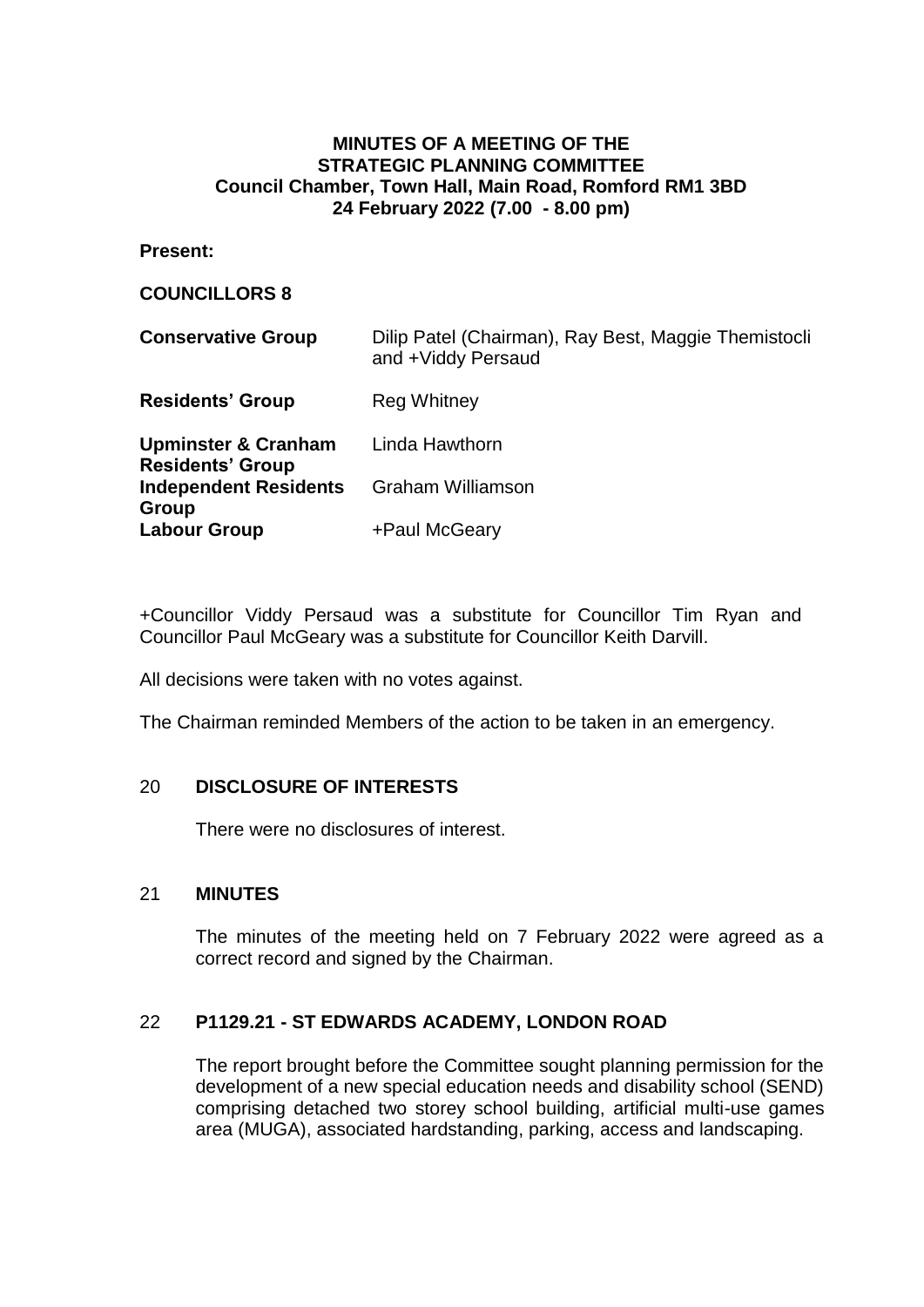# MINUTES OF A MEETING OF THE STRATEGIC PLANNING COMMITTEE
## Council Chamber, Town Hall, Main Road, Romford RM1 3BD
## 24 February 2022 (7.00 - 8.00 pm)

**Present:**

**COUNCILLORS 8**

| | |
|---|---|
| **Conservative Group** | Dilip Patel (Chairman), Ray Best, Maggie Themistocli and +Viddy Persaud |
| **Residents' Group** | Reg Whitney |
| **Upminster & Cranham Residents' Group** | Linda Hawthorn |
| **Independent Residents Group** | Graham Williamson |
| **Labour Group** | +Paul McGeary |

+Councillor Viddy Persaud was a substitute for Councillor Tim Ryan and Councillor Paul McGeary was a substitute for Councillor Keith Darvill.

All decisions were taken with no votes against.

The Chairman reminded Members of the action to be taken in an emergency.

## 20 DISCLOSURE OF INTERESTS

There were no disclosures of interest.

## 21 MINUTES

The minutes of the meeting held on 7 February 2022 were agreed as a correct record and signed by the Chairman.

## 22 P1129.21 - ST EDWARDS ACADEMY, LONDON ROAD

The report brought before the Committee sought planning permission for the development of a new special education needs and disability school (SEND) comprising detached two storey school building, artificial multi-use games area (MUGA), associated hardstanding, parking, access and landscaping.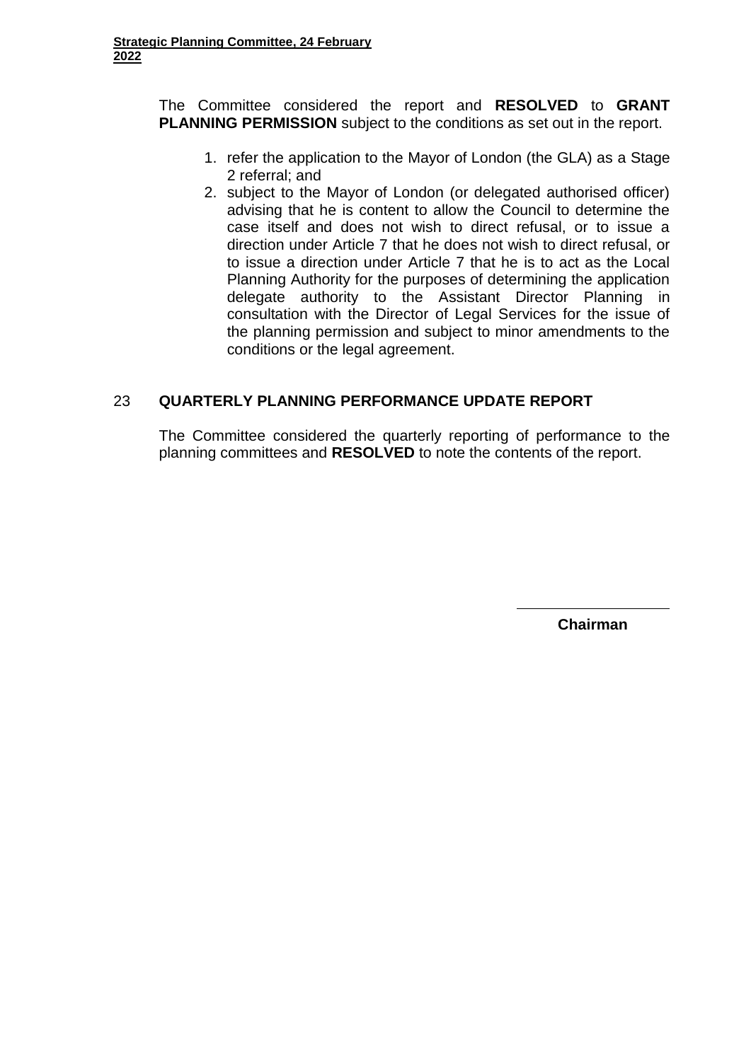The Committee considered the report and **RESOLVED** to **GRANT PLANNING PERMISSION** subject to the conditions as set out in the report.

1. refer the application to the Mayor of London (the GLA) as a Stage 2 referral; and
2. subject to the Mayor of London (or delegated authorised officer) advising that he is content to allow the Council to determine the case itself and does not wish to direct refusal, or to issue a direction under Article 7 that he does not wish to direct refusal, or to issue a direction under Article 7 that he is to act as the Local Planning Authority for the purposes of determining the application delegate authority to the Assistant Director Planning in consultation with the Director of Legal Services for the issue of the planning permission and subject to minor amendments to the conditions or the legal agreement.

## 23 QUARTERLY PLANNING PERFORMANCE UPDATE REPORT

The Committee considered the quarterly reporting of performance to the planning committees and **RESOLVED** to note the contents of the report.

**Chairman**